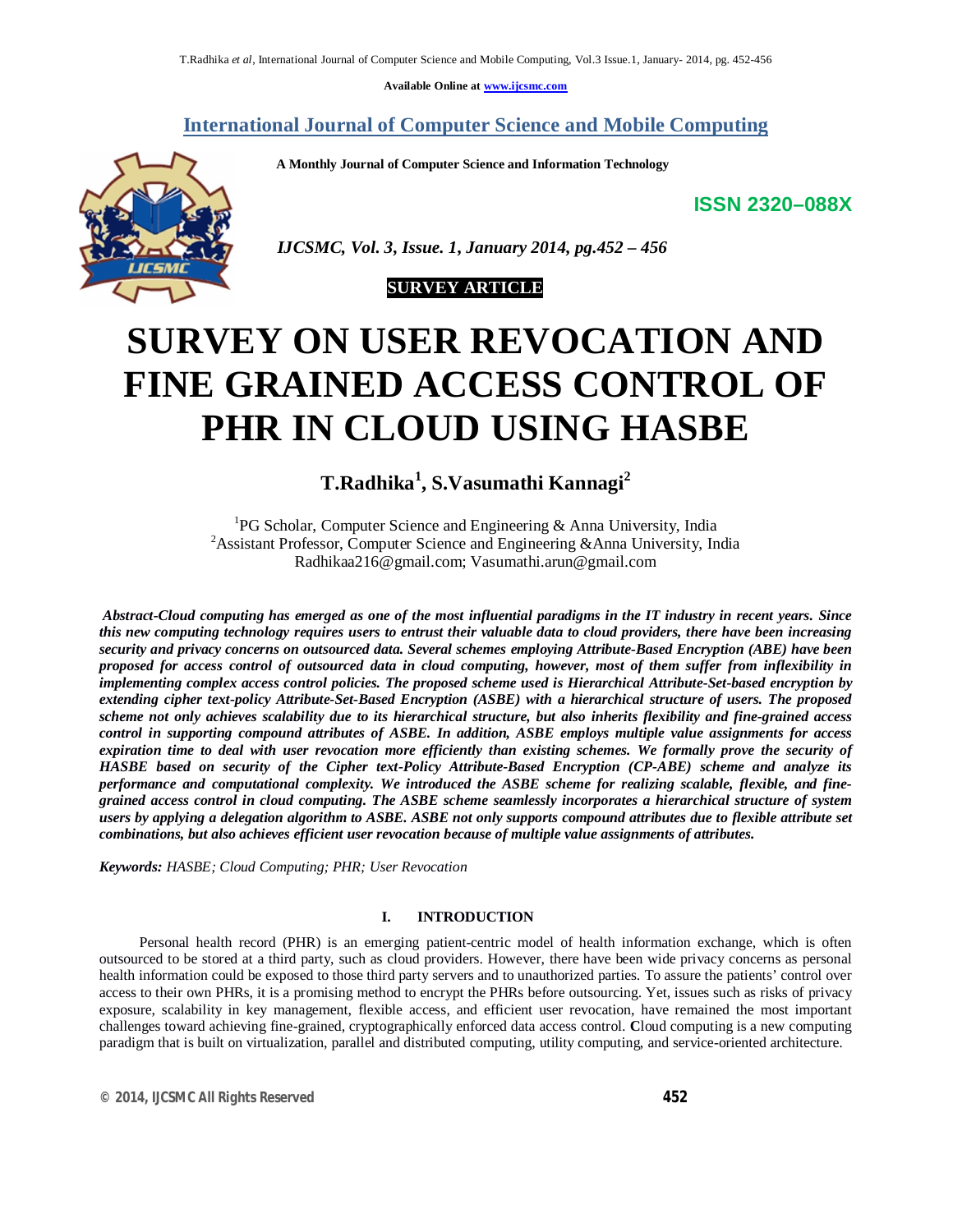Available Online at www.ijcsmc.com

# International Journal of Computer Science and Mobile Computing

A Monthly Journal of Computer Science and Information Technology

**ISSN 2320–088X**

*IJCSMC, Vol. 3, Issue. 1, January 2014, pg.452 – 456*

**SURVEY ARTICLE**

# SURVEY ON USER REVOCATION AND FINE GRAINED ACCESS CONTROL OF PHR IN CLOUD USING HASBE

**T.Radhika[1], S.Vasumathi Kannagi[2]**

[1]PG Scholar, Computer Science and Engineering & Anna University, India
[2]Assistant Professor, Computer Science and Engineering &Anna University, India
Radhikaa216@gmail.com; Vasumathi.arun@gmail.com

***Abstract**-Cloud computing has emerged as one of the most influential paradigms in the IT industry in recent years. Since this new computing technology requires users to entrust their valuable data to cloud providers, there have been increasing security and privacy concerns on outsourced data. Several schemes employing Attribute-Based Encryption (ABE) have been proposed for access control of outsourced data in cloud computing, however, most of them suffer from inflexibility in implementing complex access control policies. The proposed scheme used is Hierarchical Attribute-Set-based encryption by extending cipher text-policy Attribute-Set-Based Encryption (ASBE) with a hierarchical structure of users. The proposed scheme not only achieves scalability due to its hierarchical structure, but also inherits flexibility and fine-grained access control in supporting compound attributes of ASBE. In addition, ASBE employs multiple value assignments for access expiration time to deal with user revocation more efficiently than existing schemes. We formally prove the security of HASBE based on security of the Cipher text-Policy Attribute-Based Encryption (CP-ABE) scheme and analyze its performance and computational complexity. We introduced the ASBE scheme for realizing scalable, flexible, and fine-grained access control in cloud computing. The ASBE scheme seamlessly incorporates a hierarchical structure of system users by applying a delegation algorithm to ASBE. ASBE not only supports compound attributes due to flexible attribute set combinations, but also achieves efficient user revocation because of multiple value assignments of attributes.*

***Keywords:** HASBE; Cloud Computing; PHR; User Revocation*

## I. INTRODUCTION

Personal health record (PHR) is an emerging patient-centric model of health information exchange, which is often outsourced to be stored at a third party, such as cloud providers. However, there have been wide privacy concerns as personal health information could be exposed to those third party servers and to unauthorized parties. To assure the patients' control over access to their own PHRs, it is a promising method to encrypt the PHRs before outsourcing. Yet, issues such as risks of privacy exposure, scalability in key management, flexible access, and efficient user revocation, have remained the most important challenges toward achieving fine-grained, cryptographically enforced data access control. Cloud computing is a new computing paradigm that is built on virtualization, parallel and distributed computing, utility computing, and service-oriented architecture.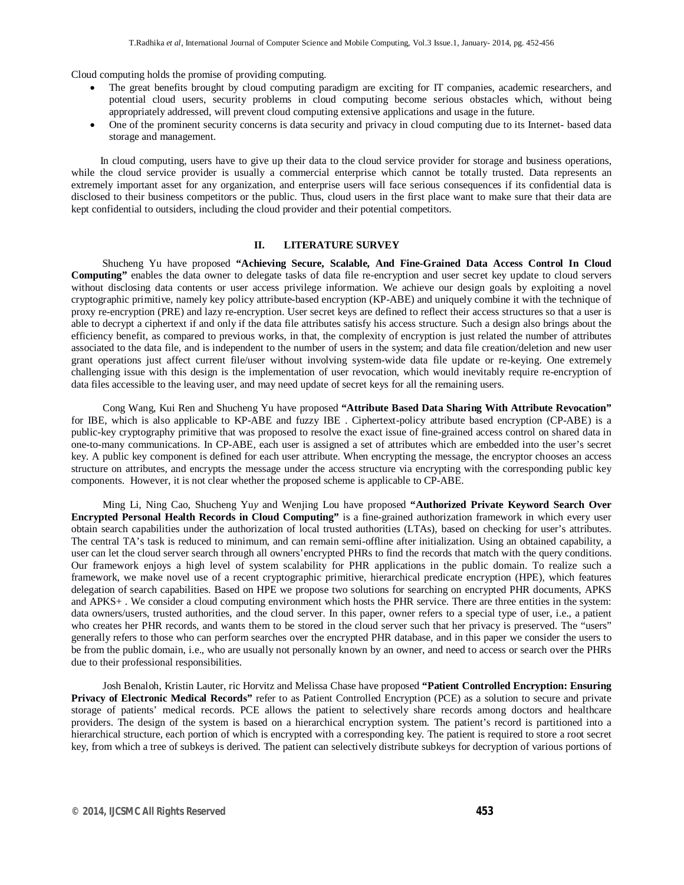Cloud computing holds the promise of providing computing.

- The great benefits brought by cloud computing paradigm are exciting for IT companies, academic researchers, and potential cloud users, security problems in cloud computing become serious obstacles which, without being appropriately addressed, will prevent cloud computing extensive applications and usage in the future.
- One of the prominent security concerns is data security and privacy in cloud computing due to its Internet- based data storage and management.

In cloud computing, users have to give up their data to the cloud service provider for storage and business operations, while the cloud service provider is usually a commercial enterprise which cannot be totally trusted. Data represents an extremely important asset for any organization, and enterprise users will face serious consequences if its confidential data is disclosed to their business competitors or the public. Thus, cloud users in the first place want to make sure that their data are kept confidential to outsiders, including the cloud provider and their potential competitors.

## II. LITERATURE SURVEY

Shucheng Yu have proposed **"Achieving Secure, Scalable, And Fine-Grained Data Access Control In Cloud Computing"** enables the data owner to delegate tasks of data file re-encryption and user secret key update to cloud servers without disclosing data contents or user access privilege information. We achieve our design goals by exploiting a novel cryptographic primitive, namely key policy attribute-based encryption (KP-ABE) and uniquely combine it with the technique of proxy re-encryption (PRE) and lazy re-encryption. User secret keys are defined to reflect their access structures so that a user is able to decrypt a ciphertext if and only if the data file attributes satisfy his access structure. Such a design also brings about the efficiency benefit, as compared to previous works, in that, the complexity of encryption is just related the number of attributes associated to the data file, and is independent to the number of users in the system; and data file creation/deletion and new user grant operations just affect current file/user without involving system-wide data file update or re-keying. One extremely challenging issue with this design is the implementation of user revocation, which would inevitably require re-encryption of data files accessible to the leaving user, and may need update of secret keys for all the remaining users.

Cong Wang, Kui Ren and Shucheng Yu have proposed **"Attribute Based Data Sharing With Attribute Revocation"** for IBE, which is also applicable to KP-ABE and fuzzy IBE . Ciphertext-policy attribute based encryption (CP-ABE) is a public-key cryptography primitive that was proposed to resolve the exact issue of fine-grained access control on shared data in one-to-many communications. In CP-ABE, each user is assigned a set of attributes which are embedded into the user's secret key. A public key component is defined for each user attribute. When encrypting the message, the encryptor chooses an access structure on attributes, and encrypts the message under the access structure via encrypting with the corresponding public key components. However, it is not clear whether the proposed scheme is applicable to CP-ABE.

Ming Li, Ning Cao, Shucheng Yu*y* and Wenjing Lou have proposed **"Authorized Private Keyword Search Over Encrypted Personal Health Records in Cloud Computing"** is a fine-grained authorization framework in which every user obtain search capabilities under the authorization of local trusted authorities (LTAs), based on checking for user's attributes. The central TA's task is reduced to minimum, and can remain semi-offline after initialization. Using an obtained capability, a user can let the cloud server search through all owners'encrypted PHRs to find the records that match with the query conditions. Our framework enjoys a high level of system scalability for PHR applications in the public domain. To realize such a framework, we make novel use of a recent cryptographic primitive, hierarchical predicate encryption (HPE), which features delegation of search capabilities. Based on HPE we propose two solutions for searching on encrypted PHR documents, APKS and APKS+ . We consider a cloud computing environment which hosts the PHR service. There are three entities in the system: data owners/users, trusted authorities, and the cloud server. In this paper, owner refers to a special type of user, i.e., a patient who creates her PHR records, and wants them to be stored in the cloud server such that her privacy is preserved. The "users" generally refers to those who can perform searches over the encrypted PHR database, and in this paper we consider the users to be from the public domain, i.e., who are usually not personally known by an owner, and need to access or search over the PHRs due to their professional responsibilities.

Josh Benaloh, Kristin Lauter, ric Horvitz and Melissa Chase have proposed **"Patient Controlled Encryption: Ensuring Privacy of Electronic Medical Records"** refer to as Patient Controlled Encryption (PCE) as a solution to secure and private storage of patients' medical records. PCE allows the patient to selectively share records among doctors and healthcare providers. The design of the system is based on a hierarchical encryption system. The patient's record is partitioned into a hierarchical structure, each portion of which is encrypted with a corresponding key. The patient is required to store a root secret key, from which a tree of subkeys is derived. The patient can selectively distribute subkeys for decryption of various portions of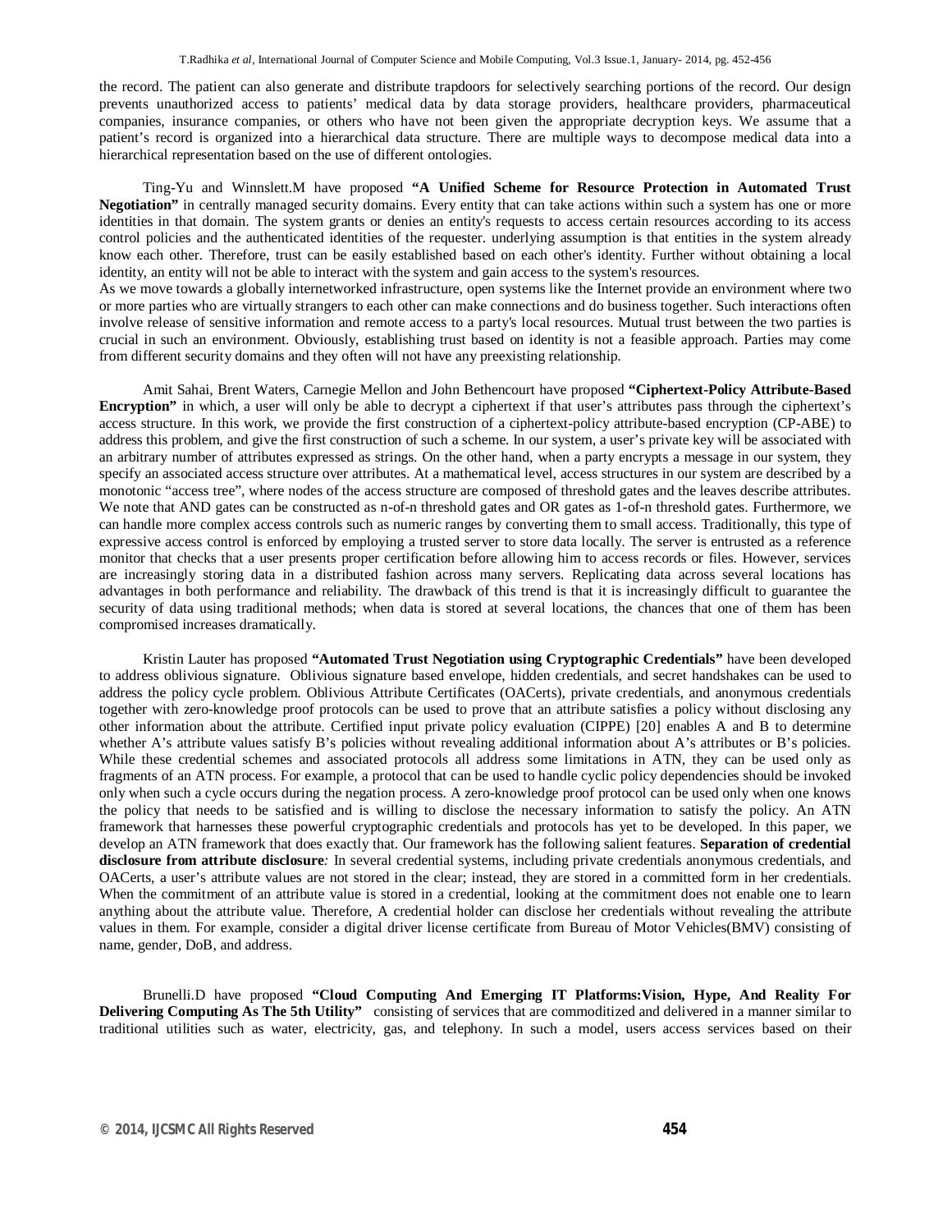the record. The patient can also generate and distribute trapdoors for selectively searching portions of the record. Our design prevents unauthorized access to patients' medical data by data storage providers, healthcare providers, pharmaceutical companies, insurance companies, or others who have not been given the appropriate decryption keys. We assume that a patient's record is organized into a hierarchical data structure. There are multiple ways to decompose medical data into a hierarchical representation based on the use of different ontologies.

Ting-Yu and Winnslett.M have proposed **"A Unified Scheme for Resource Protection in Automated Trust Negotiation"** in centrally managed security domains. Every entity that can take actions within such a system has one or more identities in that domain. The system grants or denies an entity's requests to access certain resources according to its access control policies and the authenticated identities of the requester. underlying assumption is that entities in the system already know each other. Therefore, trust can be easily established based on each other's identity. Further without obtaining a local identity, an entity will not be able to interact with the system and gain access to the system's resources.

As we move towards a globally internetworked infrastructure, open systems like the Internet provide an environment where two or more parties who are virtually strangers to each other can make connections and do business together. Such interactions often involve release of sensitive information and remote access to a party's local resources. Mutual trust between the two parties is crucial in such an environment. Obviously, establishing trust based on identity is not a feasible approach. Parties may come from different security domains and they often will not have any preexisting relationship.

Amit Sahai, Brent Waters, Carnegie Mellon and John Bethencourt have proposed **"Ciphertext-Policy Attribute-Based Encryption"** in which, a user will only be able to decrypt a ciphertext if that user's attributes pass through the ciphertext's access structure. In this work, we provide the first construction of a ciphertext-policy attribute-based encryption (CP-ABE) to address this problem, and give the first construction of such a scheme. In our system, a user's private key will be associated with an arbitrary number of attributes expressed as strings. On the other hand, when a party encrypts a message in our system, they specify an associated access structure over attributes. At a mathematical level, access structures in our system are described by a monotonic "access tree", where nodes of the access structure are composed of threshold gates and the leaves describe attributes. We note that AND gates can be constructed as n-of-n threshold gates and OR gates as 1-of-n threshold gates. Furthermore, we can handle more complex access controls such as numeric ranges by converting them to small access. Traditionally, this type of expressive access control is enforced by employing a trusted server to store data locally. The server is entrusted as a reference monitor that checks that a user presents proper certification before allowing him to access records or files. However, services are increasingly storing data in a distributed fashion across many servers. Replicating data across several locations has advantages in both performance and reliability. The drawback of this trend is that it is increasingly difficult to guarantee the security of data using traditional methods; when data is stored at several locations, the chances that one of them has been compromised increases dramatically.

Kristin Lauter has proposed **"Automated Trust Negotiation using Cryptographic Credentials"** have been developed to address oblivious signature. Oblivious signature based envelope, hidden credentials, and secret handshakes can be used to address the policy cycle problem. Oblivious Attribute Certificates (OACerts), private credentials, and anonymous credentials together with zero-knowledge proof protocols can be used to prove that an attribute satisfies a policy without disclosing any other information about the attribute. Certified input private policy evaluation (CIPPE) [20] enables A and B to determine whether A's attribute values satisfy B's policies without revealing additional information about A's attributes or B's policies. While these credential schemes and associated protocols all address some limitations in ATN, they can be used only as fragments of an ATN process. For example, a protocol that can be used to handle cyclic policy dependencies should be invoked only when such a cycle occurs during the negation process. A zero-knowledge proof protocol can be used only when one knows the policy that needs to be satisfied and is willing to disclose the necessary information to satisfy the policy. An ATN framework that harnesses these powerful cryptographic credentials and protocols has yet to be developed. In this paper, we develop an ATN framework that does exactly that. Our framework has the following salient features. **Separation of credential disclosure from attribute disclosure***:* In several credential systems, including private credentials anonymous credentials, and OACerts, a user's attribute values are not stored in the clear; instead, they are stored in a committed form in her credentials. When the commitment of an attribute value is stored in a credential, looking at the commitment does not enable one to learn anything about the attribute value. Therefore, A credential holder can disclose her credentials without revealing the attribute values in them. For example, consider a digital driver license certificate from Bureau of Motor Vehicles(BMV) consisting of name, gender, DoB, and address.

Brunelli.D have proposed **"Cloud Computing And Emerging IT Platforms:Vision, Hype, And Reality For Delivering Computing As The 5th Utility"** consisting of services that are commoditized and delivered in a manner similar to traditional utilities such as water, electricity, gas, and telephony. In such a model, users access services based on their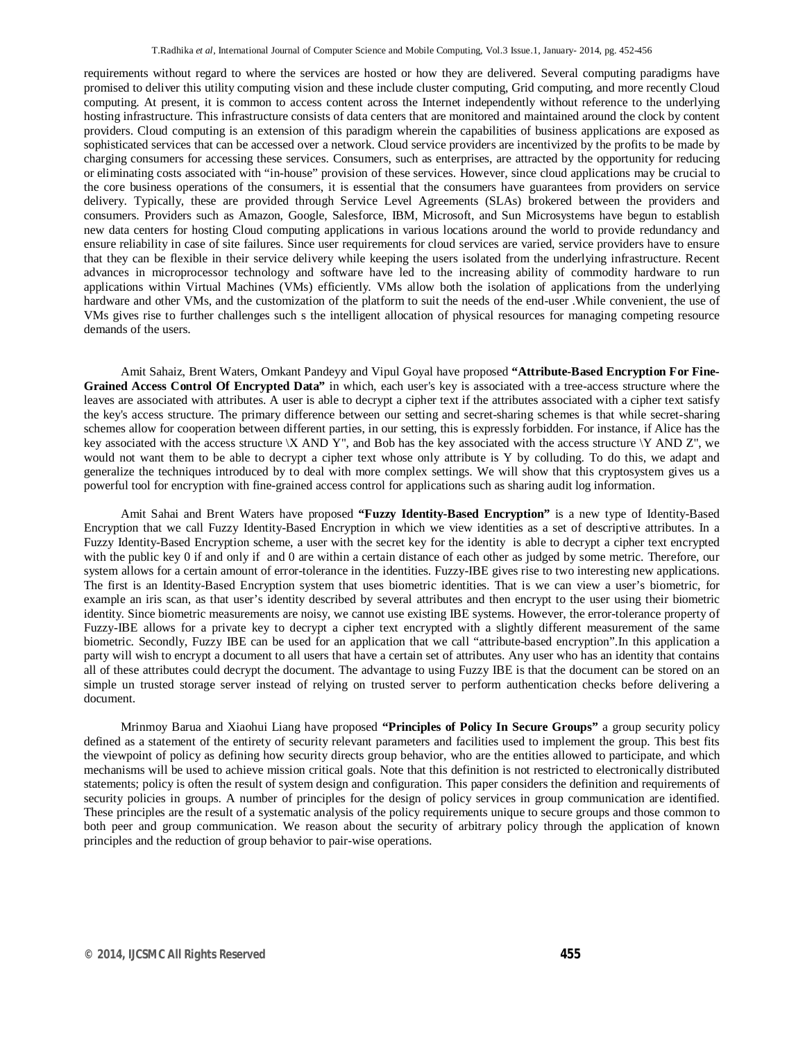requirements without regard to where the services are hosted or how they are delivered. Several computing paradigms have promised to deliver this utility computing vision and these include cluster computing, Grid computing, and more recently Cloud computing. At present, it is common to access content across the Internet independently without reference to the underlying hosting infrastructure. This infrastructure consists of data centers that are monitored and maintained around the clock by content providers. Cloud computing is an extension of this paradigm wherein the capabilities of business applications are exposed as sophisticated services that can be accessed over a network. Cloud service providers are incentivized by the profits to be made by charging consumers for accessing these services. Consumers, such as enterprises, are attracted by the opportunity for reducing or eliminating costs associated with "in-house" provision of these services. However, since cloud applications may be crucial to the core business operations of the consumers, it is essential that the consumers have guarantees from providers on service delivery. Typically, these are provided through Service Level Agreements (SLAs) brokered between the providers and consumers. Providers such as Amazon, Google, Salesforce, IBM, Microsoft, and Sun Microsystems have begun to establish new data centers for hosting Cloud computing applications in various locations around the world to provide redundancy and ensure reliability in case of site failures. Since user requirements for cloud services are varied, service providers have to ensure that they can be flexible in their service delivery while keeping the users isolated from the underlying infrastructure. Recent advances in microprocessor technology and software have led to the increasing ability of commodity hardware to run applications within Virtual Machines (VMs) efficiently. VMs allow both the isolation of applications from the underlying hardware and other VMs, and the customization of the platform to suit the needs of the end-user .While convenient, the use of VMs gives rise to further challenges such s the intelligent allocation of physical resources for managing competing resource demands of the users.

Amit Sahaiz, Brent Waters, Omkant Pandeyy and Vipul Goyal have proposed **"Attribute-Based Encryption For Fine-Grained Access Control Of Encrypted Data"** in which, each user's key is associated with a tree-access structure where the leaves are associated with attributes. A user is able to decrypt a cipher text if the attributes associated with a cipher text satisfy the key's access structure. The primary difference between our setting and secret-sharing schemes is that while secret-sharing schemes allow for cooperation between different parties, in our setting, this is expressly forbidden. For instance, if Alice has the key associated with the access structure \X AND Y", and Bob has the key associated with the access structure \Y AND Z", we would not want them to be able to decrypt a cipher text whose only attribute is Y by colluding. To do this, we adapt and generalize the techniques introduced by to deal with more complex settings. We will show that this cryptosystem gives us a powerful tool for encryption with fine-grained access control for applications such as sharing audit log information.

Amit Sahai and Brent Waters have proposed **"Fuzzy Identity-Based Encryption"** is a new type of Identity-Based Encryption that we call Fuzzy Identity-Based Encryption in which we view identities as a set of descriptive attributes. In a Fuzzy Identity-Based Encryption scheme, a user with the secret key for the identity  is able to decrypt a cipher text encrypted with the public key 0 if and only if  and 0 are within a certain distance of each other as judged by some metric. Therefore, our system allows for a certain amount of error-tolerance in the identities. Fuzzy-IBE gives rise to two interesting new applications. The first is an Identity-Based Encryption system that uses biometric identities. That is we can view a user's biometric, for example an iris scan, as that user's identity described by several attributes and then encrypt to the user using their biometric identity. Since biometric measurements are noisy, we cannot use existing IBE systems. However, the error-tolerance property of Fuzzy-IBE allows for a private key to decrypt a cipher text encrypted with a slightly different measurement of the same biometric. Secondly, Fuzzy IBE can be used for an application that we call "attribute-based encryption".In this application a party will wish to encrypt a document to all users that have a certain set of attributes. Any user who has an identity that contains all of these attributes could decrypt the document. The advantage to using Fuzzy IBE is that the document can be stored on an simple un trusted storage server instead of relying on trusted server to perform authentication checks before delivering a document.

Mrinmoy Barua and Xiaohui Liang have proposed **"Principles of Policy In Secure Groups"** a group security policy defined as a statement of the entirety of security relevant parameters and facilities used to implement the group. This best fits the viewpoint of policy as defining how security directs group behavior, who are the entities allowed to participate, and which mechanisms will be used to achieve mission critical goals. Note that this definition is not restricted to electronically distributed statements; policy is often the result of system design and configuration. This paper considers the definition and requirements of security policies in groups. A number of principles for the design of policy services in group communication are identified. These principles are the result of a systematic analysis of the policy requirements unique to secure groups and those common to both peer and group communication. We reason about the security of arbitrary policy through the application of known principles and the reduction of group behavior to pair-wise operations.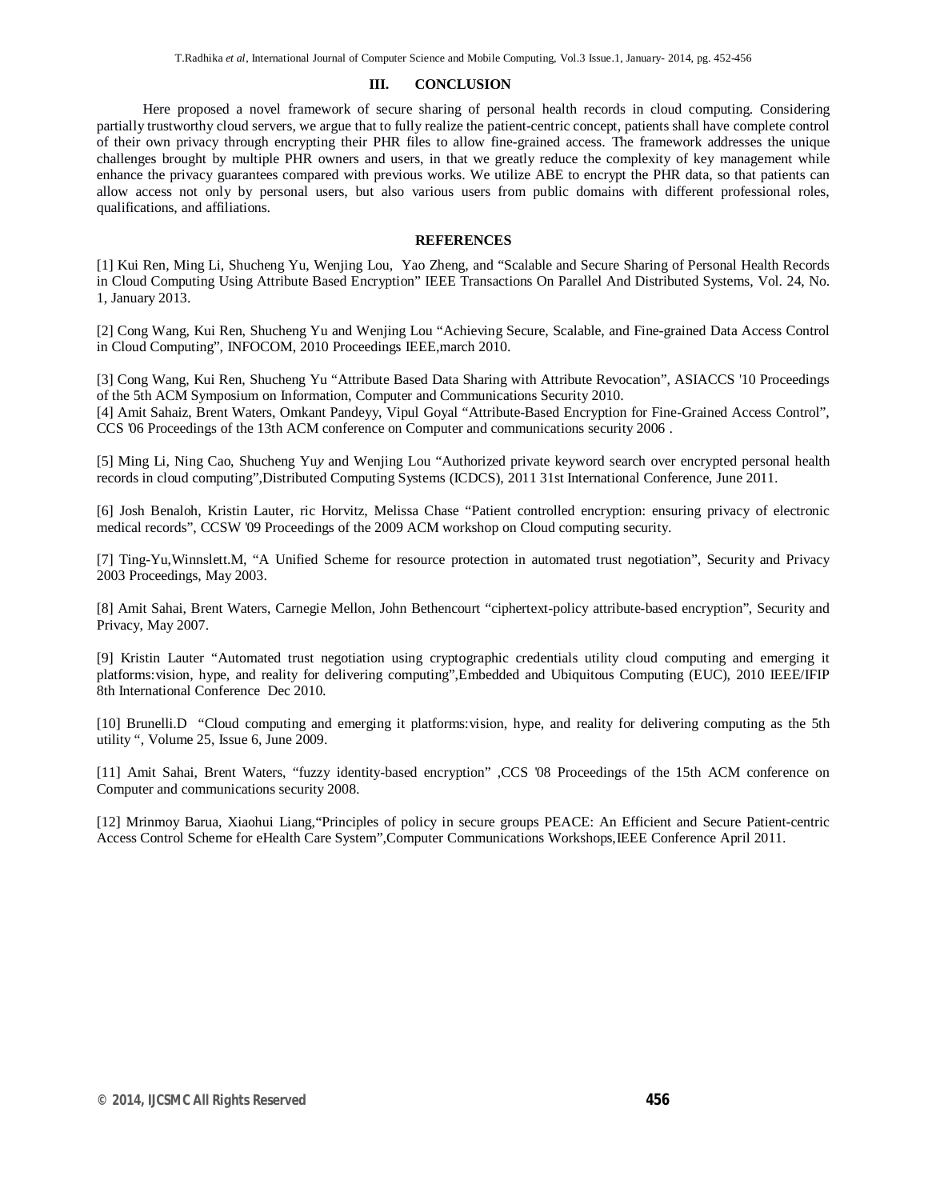## III. CONCLUSION

Here proposed a novel framework of secure sharing of personal health records in cloud computing. Considering partially trustworthy cloud servers, we argue that to fully realize the patient-centric concept, patients shall have complete control of their own privacy through encrypting their PHR files to allow fine-grained access. The framework addresses the unique challenges brought by multiple PHR owners and users, in that we greatly reduce the complexity of key management while enhance the privacy guarantees compared with previous works. We utilize ABE to encrypt the PHR data, so that patients can allow access not only by personal users, but also various users from public domains with different professional roles, qualifications, and affiliations.

## REFERENCES

[1] Kui Ren, Ming Li, Shucheng Yu, Wenjing Lou, Yao Zheng, and "Scalable and Secure Sharing of Personal Health Records in Cloud Computing Using Attribute Based Encryption" IEEE Transactions On Parallel And Distributed Systems, Vol. 24, No. 1, January 2013.

[2] Cong Wang, Kui Ren, Shucheng Yu and Wenjing Lou "Achieving Secure, Scalable, and Fine-grained Data Access Control in Cloud Computing", INFOCOM, 2010 Proceedings IEEE,march 2010.

[3] Cong Wang, Kui Ren, Shucheng Yu "Attribute Based Data Sharing with Attribute Revocation", ASIACCS '10 Proceedings of the 5th ACM Symposium on Information, Computer and Communications Security 2010.

[4] Amit Sahaiz, Brent Waters, Omkant Pandeyy, Vipul Goyal "Attribute-Based Encryption for Fine-Grained Access Control", CCS '06 Proceedings of the 13th ACM conference on Computer and communications security 2006 .

[5] Ming Li, Ning Cao, Shucheng Yuy and Wenjing Lou "Authorized private keyword search over encrypted personal health records in cloud computing",Distributed Computing Systems (ICDCS), 2011 31st International Conference, June 2011.

[6] Josh Benaloh, Kristin Lauter, ric Horvitz, Melissa Chase "Patient controlled encryption: ensuring privacy of electronic medical records", CCSW '09 Proceedings of the 2009 ACM workshop on Cloud computing security.

[7] Ting-Yu,Winnslett.M, "A Unified Scheme for resource protection in automated trust negotiation", Security and Privacy 2003 Proceedings, May 2003.

[8] Amit Sahai, Brent Waters, Carnegie Mellon, John Bethencourt "ciphertext-policy attribute-based encryption", Security and Privacy, May 2007.

[9] Kristin Lauter "Automated trust negotiation using cryptographic credentials utility cloud computing and emerging it platforms:vision, hype, and reality for delivering computing",Embedded and Ubiquitous Computing (EUC), 2010 IEEE/IFIP 8th International Conference Dec 2010.

[10] Brunelli.D "Cloud computing and emerging it platforms:vision, hype, and reality for delivering computing as the 5th utility ", Volume 25, Issue 6, June 2009.

[11] Amit Sahai, Brent Waters, "fuzzy identity-based encryption" ,CCS '08 Proceedings of the 15th ACM conference on Computer and communications security 2008.

[12] Mrinmoy Barua, Xiaohui Liang,"Principles of policy in secure groups PEACE: An Efficient and Secure Patient-centric Access Control Scheme for eHealth Care System",Computer Communications Workshops,IEEE Conference April 2011.